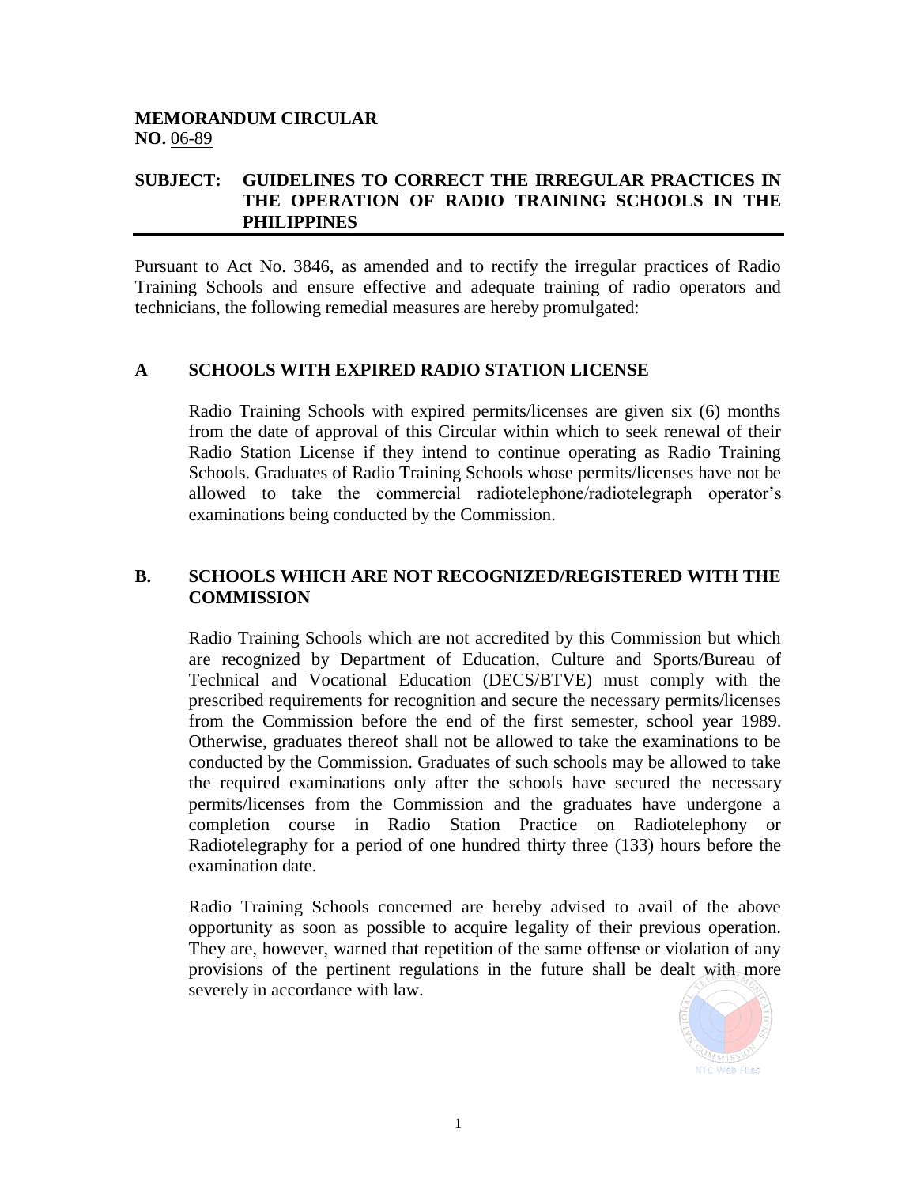**MEMORANDUM CIRCULAR**
**NO.** 06-89

**SUBJECT: GUIDELINES TO CORRECT THE IRREGULAR PRACTICES IN THE OPERATION OF RADIO TRAINING SCHOOLS IN THE PHILIPPINES**

---

Pursuant to Act No. 3846, as amended and to rectify the irregular practices of Radio Training Schools and ensure effective and adequate training of radio operators and technicians, the following remedial measures are hereby promulgated:

## A SCHOOLS WITH EXPIRED RADIO STATION LICENSE

Radio Training Schools with expired permits/licenses are given six (6) months from the date of approval of this Circular within which to seek renewal of their Radio Station License if they intend to continue operating as Radio Training Schools. Graduates of Radio Training Schools whose permits/licenses have not be allowed to take the commercial radiotelephone/radiotelegraph operator's examinations being conducted by the Commission.

## B. SCHOOLS WHICH ARE NOT RECOGNIZED/REGISTERED WITH THE COMMISSION

Radio Training Schools which are not accredited by this Commission but which are recognized by Department of Education, Culture and Sports/Bureau of Technical and Vocational Education (DECS/BTVE) must comply with the prescribed requirements for recognition and secure the necessary permits/licenses from the Commission before the end of the first semester, school year 1989. Otherwise, graduates thereof shall not be allowed to take the examinations to be conducted by the Commission. Graduates of such schools may be allowed to take the required examinations only after the schools have secured the necessary permits/licenses from the Commission and the graduates have undergone a completion course in Radio Station Practice on Radiotelephony or Radiotelegraphy for a period of one hundred thirty three (133) hours before the examination date.

Radio Training Schools concerned are hereby advised to avail of the above opportunity as soon as possible to acquire legality of their previous operation. They are, however, warned that repetition of the same offense or violation of any provisions of the pertinent regulations in the future shall be dealt with more severely in accordance with law.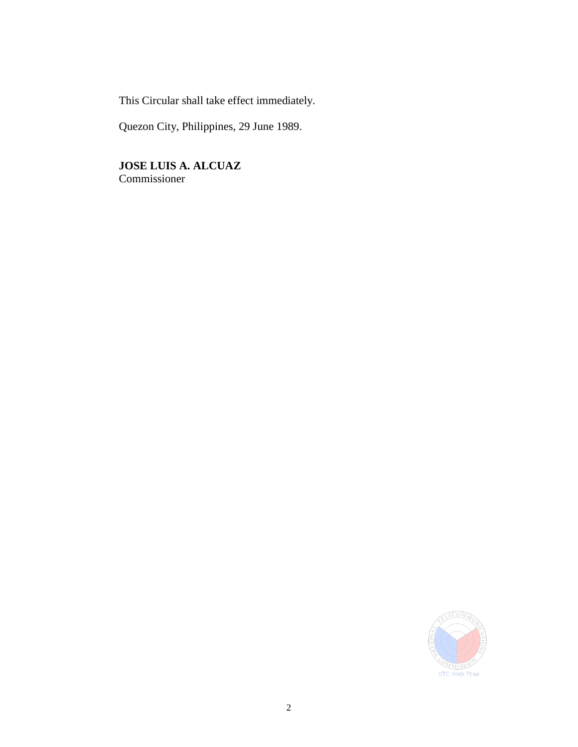This Circular shall take effect immediately.

Quezon City, Philippines, 29 June 1989.

**JOSE LUIS A. ALCUAZ**
Commissioner